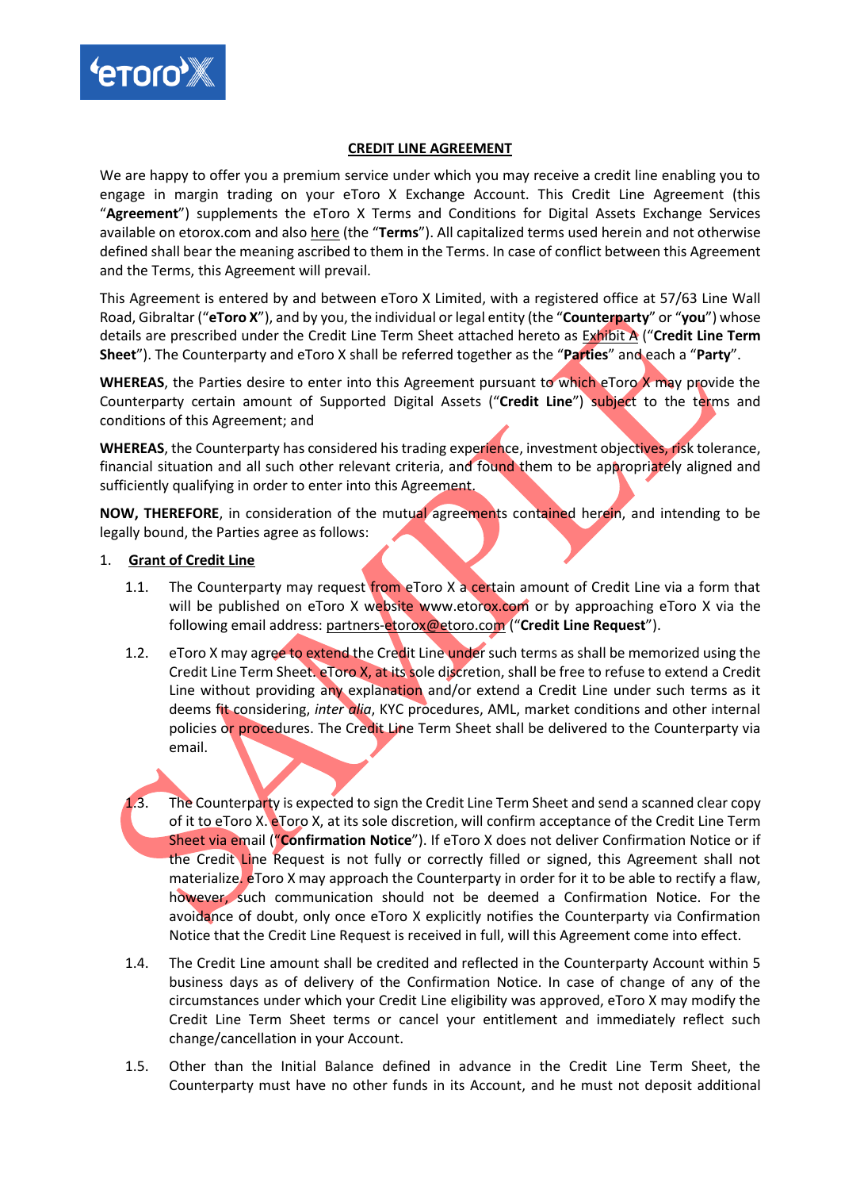# CREDIT LINE AGREEMENT

We are happy to offer you a premium service under which you may receive a credit line enabling you to engage in margin trading on your eToro X Exchange Account. This Credit Line Agreement (this "**Agreement**") supplements the eToro X Terms and Conditions for Digital Assets Exchange Services available on etorox.com and also here (the "**Terms**"). All capitalized terms used herein and not otherwise defined shall bear the meaning ascribed to them in the Terms. In case of conflict between this Agreement and the Terms, this Agreement will prevail.

This Agreement is entered by and between eToro X Limited, with a registered office at 57/63 Line Wall Road, Gibraltar ("**eToro X**"), and by you, the individual or legal entity (the "**Counterparty**" or "**you**") whose details are prescribed under the Credit Line Term Sheet attached hereto as Exhibit A ("**Credit Line Term Sheet**"). The Counterparty and eToro X shall be referred together as the "**Parties**" and each a "**Party**".

**WHEREAS**, the Parties desire to enter into this Agreement pursuant to which eToro X may provide the Counterparty certain amount of Supported Digital Assets ("**Credit Line**") subject to the terms and conditions of this Agreement; and

**WHEREAS**, the Counterparty has considered his trading experience, investment objectives, risk tolerance, financial situation and all such other relevant criteria, and found them to be appropriately aligned and sufficiently qualifying in order to enter into this Agreement.

**NOW, THEREFORE**, in consideration of the mutual agreements contained herein, and intending to be legally bound, the Parties agree as follows:

1. **Grant of Credit Line**

1.1. The Counterparty may request from eToro X a certain amount of Credit Line via a form that will be published on eToro X website www.etorox.com or by approaching eToro X via the following email address: partners-etorox@etoro.com ("**Credit Line Request**").

1.2. eToro X may agree to extend the Credit Line under such terms as shall be memorized using the Credit Line Term Sheet. eToro X, at its sole discretion, shall be free to refuse to extend a Credit Line without providing any explanation and/or extend a Credit Line under such terms as it deems fit considering, *inter alia*, KYC procedures, AML, market conditions and other internal policies or procedures. The Credit Line Term Sheet shall be delivered to the Counterparty via email.

1.3. The Counterparty is expected to sign the Credit Line Term Sheet and send a scanned clear copy of it to eToro X. eToro X, at its sole discretion, will confirm acceptance of the Credit Line Term Sheet via email ("**Confirmation Notice**"). If eToro X does not deliver Confirmation Notice or if the Credit Line Request is not fully or correctly filled or signed, this Agreement shall not materialize. eToro X may approach the Counterparty in order for it to be able to rectify a flaw, however, such communication should not be deemed a Confirmation Notice. For the avoidance of doubt, only once eToro X explicitly notifies the Counterparty via Confirmation Notice that the Credit Line Request is received in full, will this Agreement come into effect.

1.4. The Credit Line amount shall be credited and reflected in the Counterparty Account within 5 business days as of delivery of the Confirmation Notice. In case of change of any of the circumstances under which your Credit Line eligibility was approved, eToro X may modify the Credit Line Term Sheet terms or cancel your entitlement and immediately reflect such change/cancellation in your Account.

1.5. Other than the Initial Balance defined in advance in the Credit Line Term Sheet, the Counterparty must have no other funds in its Account, and he must not deposit additional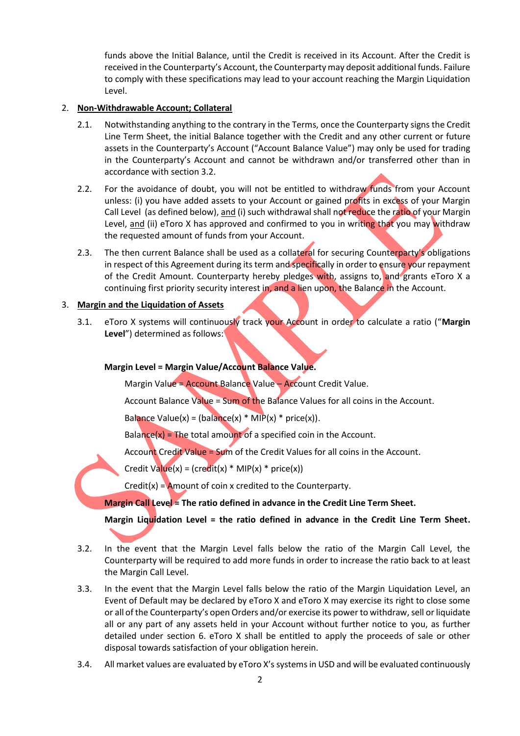funds above the Initial Balance, until the Credit is received in its Account. After the Credit is received in the Counterparty's Account, the Counterparty may deposit additional funds. Failure to comply with these specifications may lead to your account reaching the Margin Liquidation Level.

2. **Non-Withdrawable Account; Collateral**

   2.1. Notwithstanding anything to the contrary in the Terms, once the Counterparty signs the Credit Line Term Sheet, the initial Balance together with the Credit and any other current or future assets in the Counterparty's Account ("Account Balance Value") may only be used for trading in the Counterparty's Account and cannot be withdrawn and/or transferred other than in accordance with section 3.2.

   2.2. For the avoidance of doubt, you will not be entitled to withdraw funds from your Account unless: (i) you have added assets to your Account or gained profits in excess of your Margin Call Level (as defined below), and (i) such withdrawal shall not reduce the ratio of your Margin Level, and (ii) eToro X has approved and confirmed to you in writing that you may withdraw the requested amount of funds from your Account.

   2.3. The then current Balance shall be used as a collateral for securing Counterparty's obligations in respect of this Agreement during its term and specifically in order to ensure your repayment of the Credit Amount. Counterparty hereby pledges with, assigns to, and grants eToro X a continuing first priority security interest in, and a lien upon, the Balance in the Account.

3. **Margin and the Liquidation of Assets**

   3.1. eToro X systems will continuously track your Account in order to calculate a ratio ("**Margin Level**") determined as follows:

   **Margin Level = Margin Value/Account Balance Value.**

   Margin Value = Account Balance Value – Account Credit Value.

   Account Balance Value = Sum of the Balance Values for all coins in the Account.

   Balance Value(x) = (balance(x) * MIP(x) * price(x)).

   Balance(x) = The total amount of a specified coin in the Account.

   Account Credit Value = Sum of the Credit Values for all coins in the Account.

   Credit Value(x) = (credit(x) * MIP(x) * price(x))

   Credit(x) = Amount of coin x credited to the Counterparty.

   **Margin Call Level = The ratio defined in advance in the Credit Line Term Sheet.**

   **Margin Liquidation Level = the ratio defined in advance in the Credit Line Term Sheet.**

   3.2. In the event that the Margin Level falls below the ratio of the Margin Call Level, the Counterparty will be required to add more funds in order to increase the ratio back to at least the Margin Call Level.

   3.3. In the event that the Margin Level falls below the ratio of the Margin Liquidation Level, an Event of Default may be declared by eToro X and eToro X may exercise its right to close some or all of the Counterparty's open Orders and/or exercise its power to withdraw, sell or liquidate all or any part of any assets held in your Account without further notice to you, as further detailed under section 6. eToro X shall be entitled to apply the proceeds of sale or other disposal towards satisfaction of your obligation herein.

   3.4. All market values are evaluated by eToro X's systems in USD and will be evaluated continuously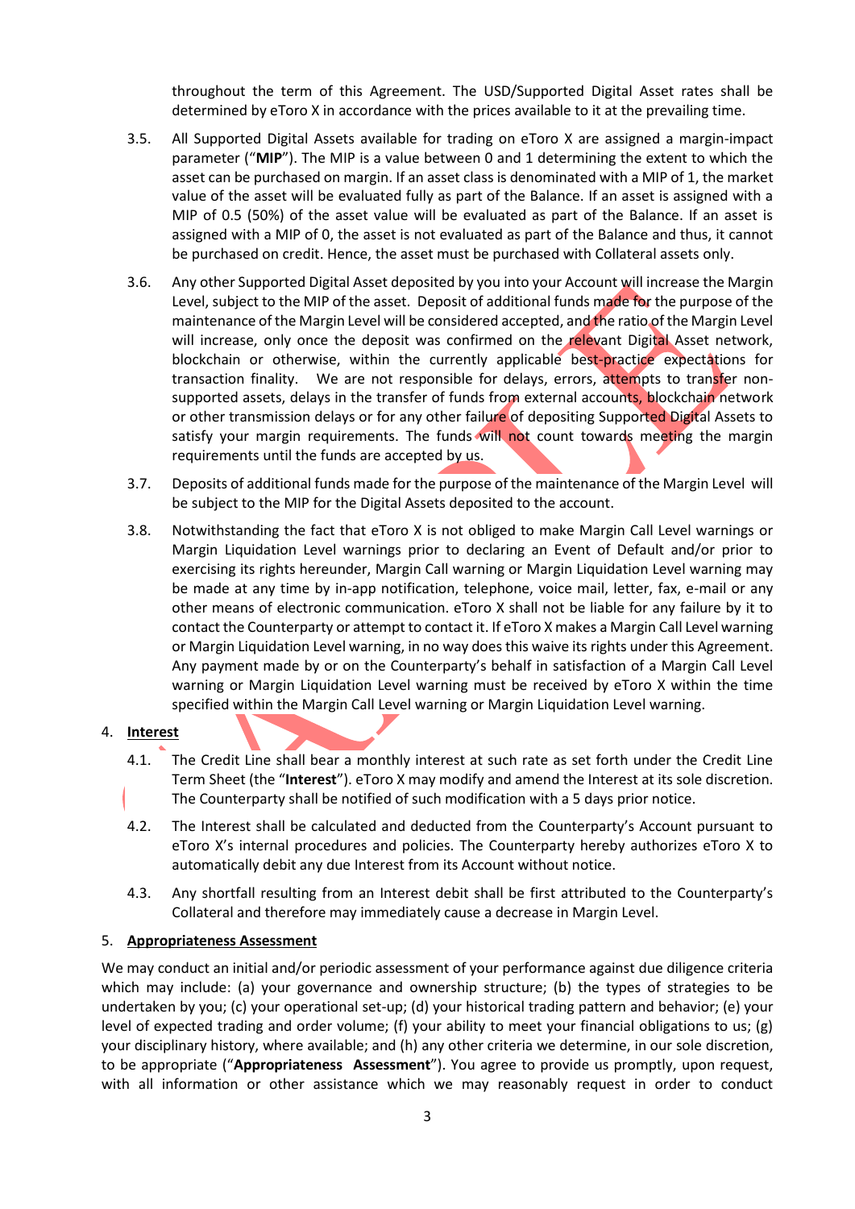throughout the term of this Agreement. The USD/Supported Digital Asset rates shall be determined by eToro X in accordance with the prices available to it at the prevailing time.

3.5. All Supported Digital Assets available for trading on eToro X are assigned a margin-impact parameter ("**MIP**"). The MIP is a value between 0 and 1 determining the extent to which the asset can be purchased on margin. If an asset class is denominated with a MIP of 1, the market value of the asset will be evaluated fully as part of the Balance. If an asset is assigned with a MIP of 0.5 (50%) of the asset value will be evaluated as part of the Balance. If an asset is assigned with a MIP of 0, the asset is not evaluated as part of the Balance and thus, it cannot be purchased on credit. Hence, the asset must be purchased with Collateral assets only.

3.6. Any other Supported Digital Asset deposited by you into your Account will increase the Margin Level, subject to the MIP of the asset. Deposit of additional funds made for the purpose of the maintenance of the Margin Level will be considered accepted, and the ratio of the Margin Level will increase, only once the deposit was confirmed on the relevant Digital Asset network, blockchain or otherwise, within the currently applicable best-practice expectations for transaction finality. We are not responsible for delays, errors, attempts to transfer non-supported assets, delays in the transfer of funds from external accounts, blockchain network or other transmission delays or for any other failure of depositing Supported Digital Assets to satisfy your margin requirements. The funds will not count towards meeting the margin requirements until the funds are accepted by us.

3.7. Deposits of additional funds made for the purpose of the maintenance of the Margin Level will be subject to the MIP for the Digital Assets deposited to the account.

3.8. Notwithstanding the fact that eToro X is not obliged to make Margin Call Level warnings or Margin Liquidation Level warnings prior to declaring an Event of Default and/or prior to exercising its rights hereunder, Margin Call warning or Margin Liquidation Level warning may be made at any time by in-app notification, telephone, voice mail, letter, fax, e-mail or any other means of electronic communication. eToro X shall not be liable for any failure by it to contact the Counterparty or attempt to contact it. If eToro X makes a Margin Call Level warning or Margin Liquidation Level warning, in no way does this waive its rights under this Agreement. Any payment made by or on the Counterparty's behalf in satisfaction of a Margin Call Level warning or Margin Liquidation Level warning must be received by eToro X within the time specified within the Margin Call Level warning or Margin Liquidation Level warning.

## 4. Interest

4.1. The Credit Line shall bear a monthly interest at such rate as set forth under the Credit Line Term Sheet (the "**Interest**"). eToro X may modify and amend the Interest at its sole discretion. The Counterparty shall be notified of such modification with a 5 days prior notice.

4.2. The Interest shall be calculated and deducted from the Counterparty's Account pursuant to eToro X's internal procedures and policies. The Counterparty hereby authorizes eToro X to automatically debit any due Interest from its Account without notice.

4.3. Any shortfall resulting from an Interest debit shall be first attributed to the Counterparty's Collateral and therefore may immediately cause a decrease in Margin Level.

## 5. Appropriateness Assessment

We may conduct an initial and/or periodic assessment of your performance against due diligence criteria which may include: (a) your governance and ownership structure; (b) the types of strategies to be undertaken by you; (c) your operational set-up; (d) your historical trading pattern and behavior; (e) your level of expected trading and order volume; (f) your ability to meet your financial obligations to us; (g) your disciplinary history, where available; and (h) any other criteria we determine, in our sole discretion, to be appropriate ("**Appropriateness Assessment**"). You agree to provide us promptly, upon request, with all information or other assistance which we may reasonably request in order to conduct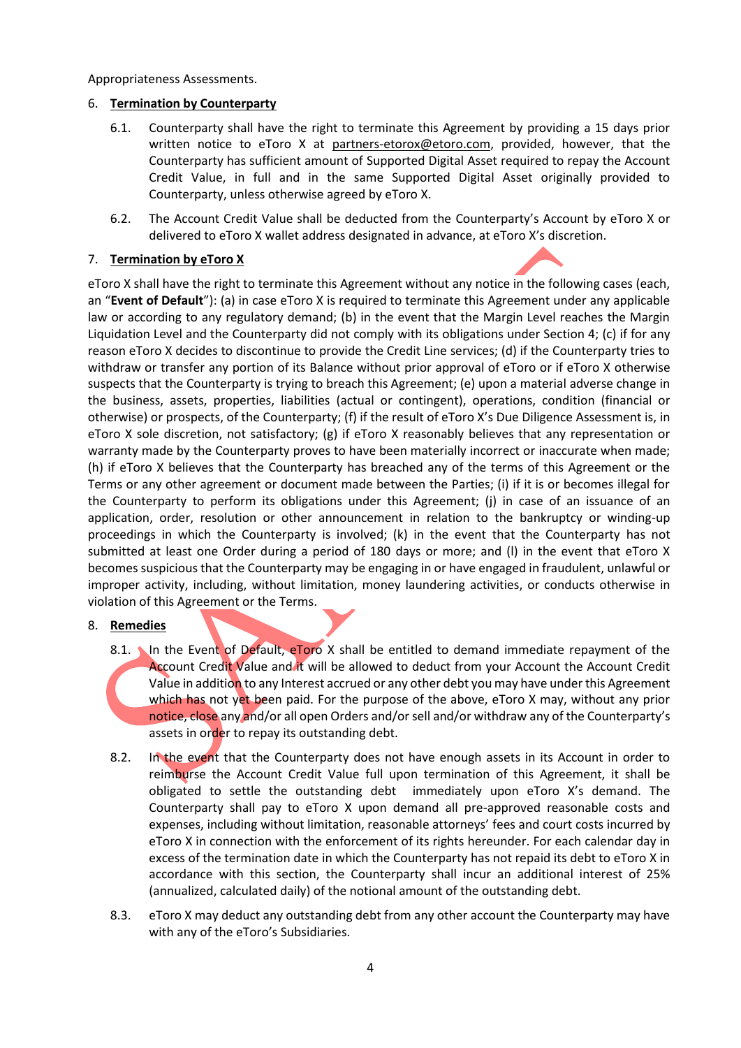Appropriateness Assessments.

6. **Termination by Counterparty**

   6.1. Counterparty shall have the right to terminate this Agreement by providing a 15 days prior written notice to eToro X at partners-etorox@etoro.com, provided, however, that the Counterparty has sufficient amount of Supported Digital Asset required to repay the Account Credit Value, in full and in the same Supported Digital Asset originally provided to Counterparty, unless otherwise agreed by eToro X.

   6.2. The Account Credit Value shall be deducted from the Counterparty's Account by eToro X or delivered to eToro X wallet address designated in advance, at eToro X's discretion.

7. **Termination by eToro X**

eToro X shall have the right to terminate this Agreement without any notice in the following cases (each, an "**Event of Default**"): (a) in case eToro X is required to terminate this Agreement under any applicable law or according to any regulatory demand; (b) in the event that the Margin Level reaches the Margin Liquidation Level and the Counterparty did not comply with its obligations under Section 4; (c) if for any reason eToro X decides to discontinue to provide the Credit Line services; (d) if the Counterparty tries to withdraw or transfer any portion of its Balance without prior approval of eToro or if eToro X otherwise suspects that the Counterparty is trying to breach this Agreement; (e) upon a material adverse change in the business, assets, properties, liabilities (actual or contingent), operations, condition (financial or otherwise) or prospects, of the Counterparty; (f) if the result of eToro X's Due Diligence Assessment is, in eToro X sole discretion, not satisfactory; (g) if eToro X reasonably believes that any representation or warranty made by the Counterparty proves to have been materially incorrect or inaccurate when made; (h) if eToro X believes that the Counterparty has breached any of the terms of this Agreement or the Terms or any other agreement or document made between the Parties; (i) if it is or becomes illegal for the Counterparty to perform its obligations under this Agreement; (j) in case of an issuance of an application, order, resolution or other announcement in relation to the bankruptcy or winding-up proceedings in which the Counterparty is involved; (k) in the event that the Counterparty has not submitted at least one Order during a period of 180 days or more; and (l) in the event that eToro X becomes suspicious that the Counterparty may be engaging in or have engaged in fraudulent, unlawful or improper activity, including, without limitation, money laundering activities, or conducts otherwise in violation of this Agreement or the Terms.

8. **Remedies**

   8.1. In the Event of Default, eToro X shall be entitled to demand immediate repayment of the Account Credit Value and it will be allowed to deduct from your Account the Account Credit Value in addition to any Interest accrued or any other debt you may have under this Agreement which has not yet been paid. For the purpose of the above, eToro X may, without any prior notice, close any and/or all open Orders and/or sell and/or withdraw any of the Counterparty's assets in order to repay its outstanding debt.

   8.2. In the event that the Counterparty does not have enough assets in its Account in order to reimburse the Account Credit Value full upon termination of this Agreement, it shall be obligated to settle the outstanding debt immediately upon eToro X's demand. The Counterparty shall pay to eToro X upon demand all pre-approved reasonable costs and expenses, including without limitation, reasonable attorneys' fees and court costs incurred by eToro X in connection with the enforcement of its rights hereunder. For each calendar day in excess of the termination date in which the Counterparty has not repaid its debt to eToro X in accordance with this section, the Counterparty shall incur an additional interest of 25% (annualized, calculated daily) of the notional amount of the outstanding debt.

   8.3. eToro X may deduct any outstanding debt from any other account the Counterparty may have with any of the eToro's Subsidiaries.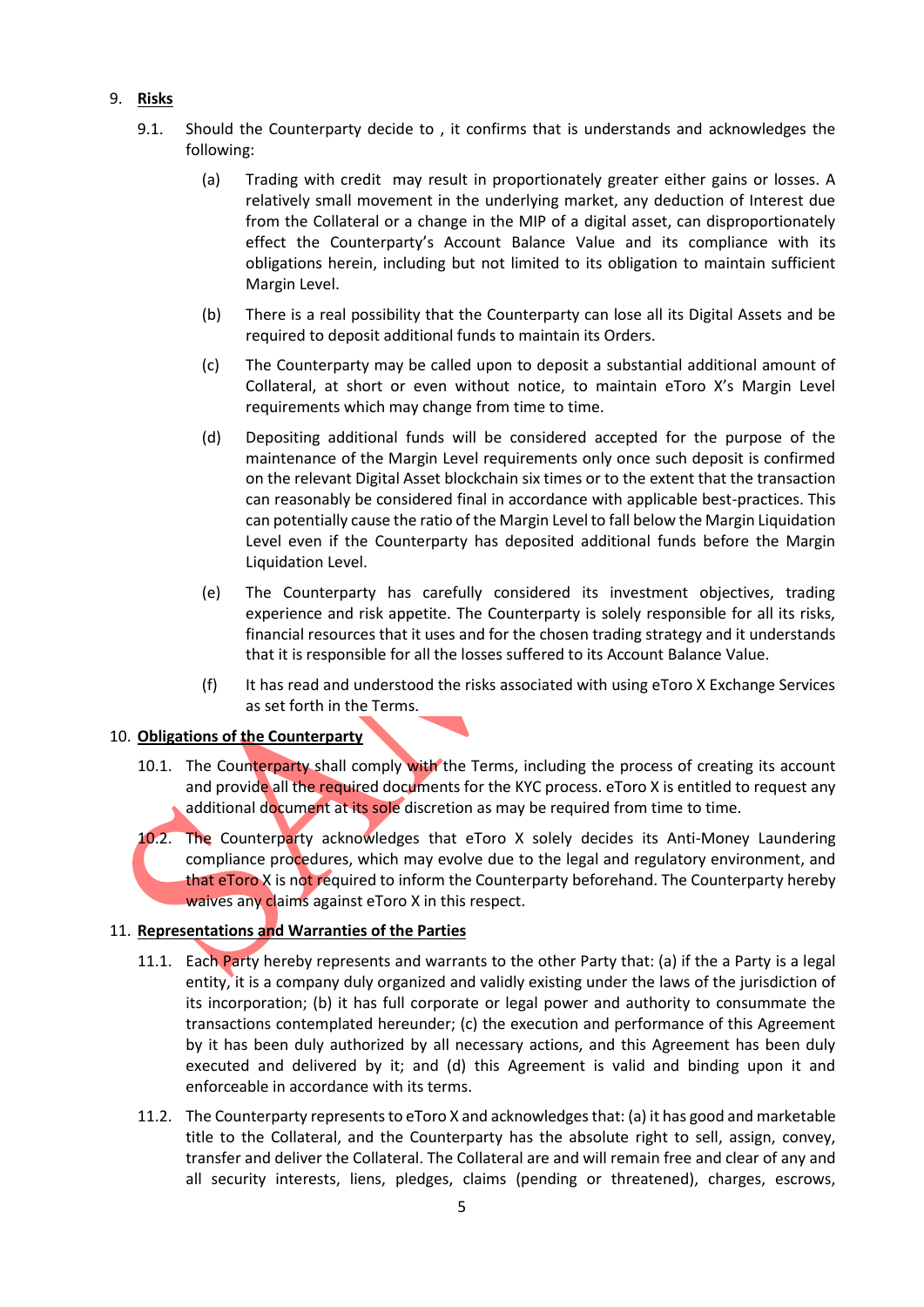9. **Risks**

9.1. Should the Counterparty decide to , it confirms that is understands and acknowledges the following:

(a) Trading with credit may result in proportionately greater either gains or losses. A relatively small movement in the underlying market, any deduction of Interest due from the Collateral or a change in the MIP of a digital asset, can disproportionately effect the Counterparty's Account Balance Value and its compliance with its obligations herein, including but not limited to its obligation to maintain sufficient Margin Level.

(b) There is a real possibility that the Counterparty can lose all its Digital Assets and be required to deposit additional funds to maintain its Orders.

(c) The Counterparty may be called upon to deposit a substantial additional amount of Collateral, at short or even without notice, to maintain eToro X's Margin Level requirements which may change from time to time.

(d) Depositing additional funds will be considered accepted for the purpose of the maintenance of the Margin Level requirements only once such deposit is confirmed on the relevant Digital Asset blockchain six times or to the extent that the transaction can reasonably be considered final in accordance with applicable best-practices. This can potentially cause the ratio of the Margin Level to fall below the Margin Liquidation Level even if the Counterparty has deposited additional funds before the Margin Liquidation Level.

(e) The Counterparty has carefully considered its investment objectives, trading experience and risk appetite. The Counterparty is solely responsible for all its risks, financial resources that it uses and for the chosen trading strategy and it understands that it is responsible for all the losses suffered to its Account Balance Value.

(f) It has read and understood the risks associated with using eToro X Exchange Services as set forth in the Terms.

10. **Obligations of the Counterparty**

10.1. The Counterparty shall comply with the Terms, including the process of creating its account and provide all the required documents for the KYC process. eToro X is entitled to request any additional document at its sole discretion as may be required from time to time.

10.2. The Counterparty acknowledges that eToro X solely decides its Anti-Money Laundering compliance procedures, which may evolve due to the legal and regulatory environment, and that eToro X is not required to inform the Counterparty beforehand. The Counterparty hereby waives any claims against eToro X in this respect.

11. **Representations and Warranties of the Parties**

11.1. Each Party hereby represents and warrants to the other Party that: (a) if the a Party is a legal entity, it is a company duly organized and validly existing under the laws of the jurisdiction of its incorporation; (b) it has full corporate or legal power and authority to consummate the transactions contemplated hereunder; (c) the execution and performance of this Agreement by it has been duly authorized by all necessary actions, and this Agreement has been duly executed and delivered by it; and (d) this Agreement is valid and binding upon it and enforceable in accordance with its terms.

11.2. The Counterparty represents to eToro X and acknowledges that: (a) it has good and marketable title to the Collateral, and the Counterparty has the absolute right to sell, assign, convey, transfer and deliver the Collateral. The Collateral are and will remain free and clear of any and all security interests, liens, pledges, claims (pending or threatened), charges, escrows,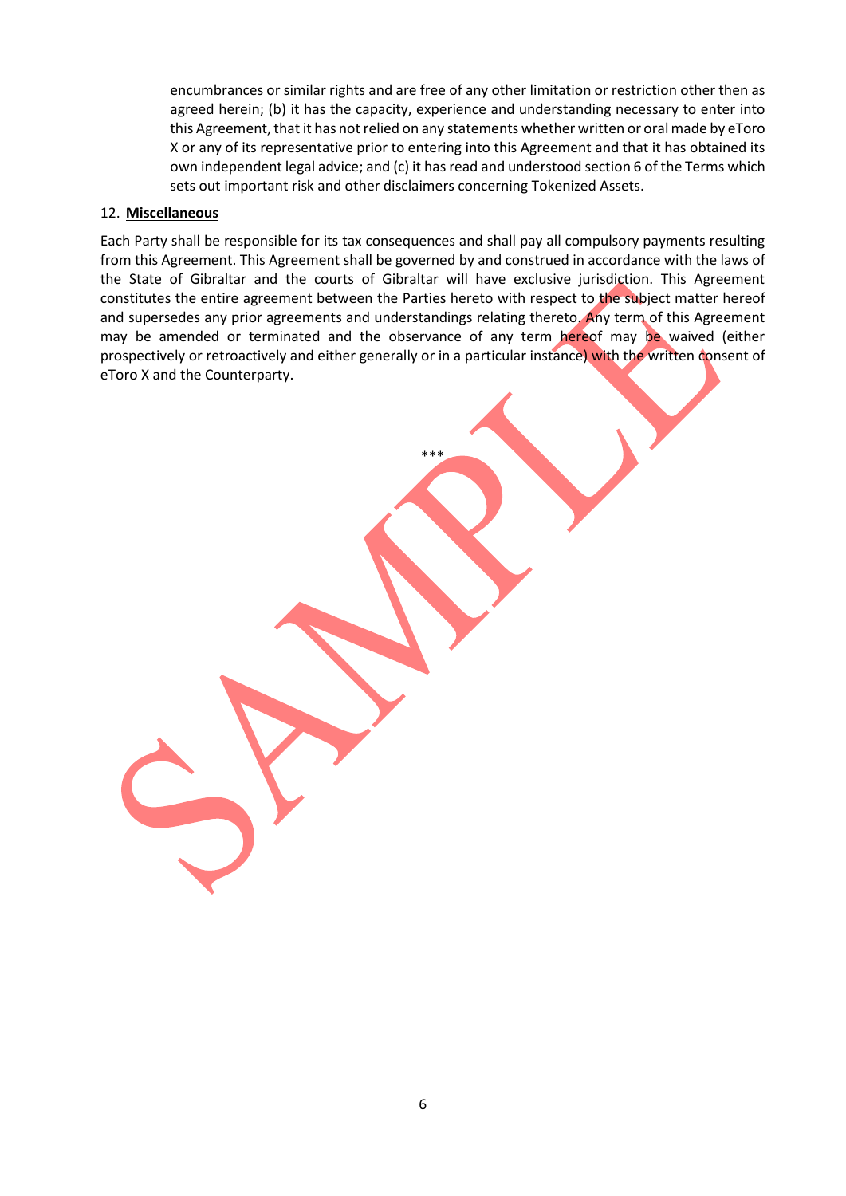encumbrances or similar rights and are free of any other limitation or restriction other then as agreed herein; (b) it has the capacity, experience and understanding necessary to enter into this Agreement, that it has not relied on any statements whether written or oral made by eToro X or any of its representative prior to entering into this Agreement and that it has obtained its own independent legal advice; and (c) it has read and understood section 6 of the Terms which sets out important risk and other disclaimers concerning Tokenized Assets.

12. **Miscellaneous**

Each Party shall be responsible for its tax consequences and shall pay all compulsory payments resulting from this Agreement. This Agreement shall be governed by and construed in accordance with the laws of the State of Gibraltar and the courts of Gibraltar will have exclusive jurisdiction. This Agreement constitutes the entire agreement between the Parties hereto with respect to the subject matter hereof and supersedes any prior agreements and understandings relating thereto. Any term of this Agreement may be amended or terminated and the observance of any term hereof may be waived (either prospectively or retroactively and either generally or in a particular instance) with the written consent of eToro X and the Counterparty.

***

SAMPLE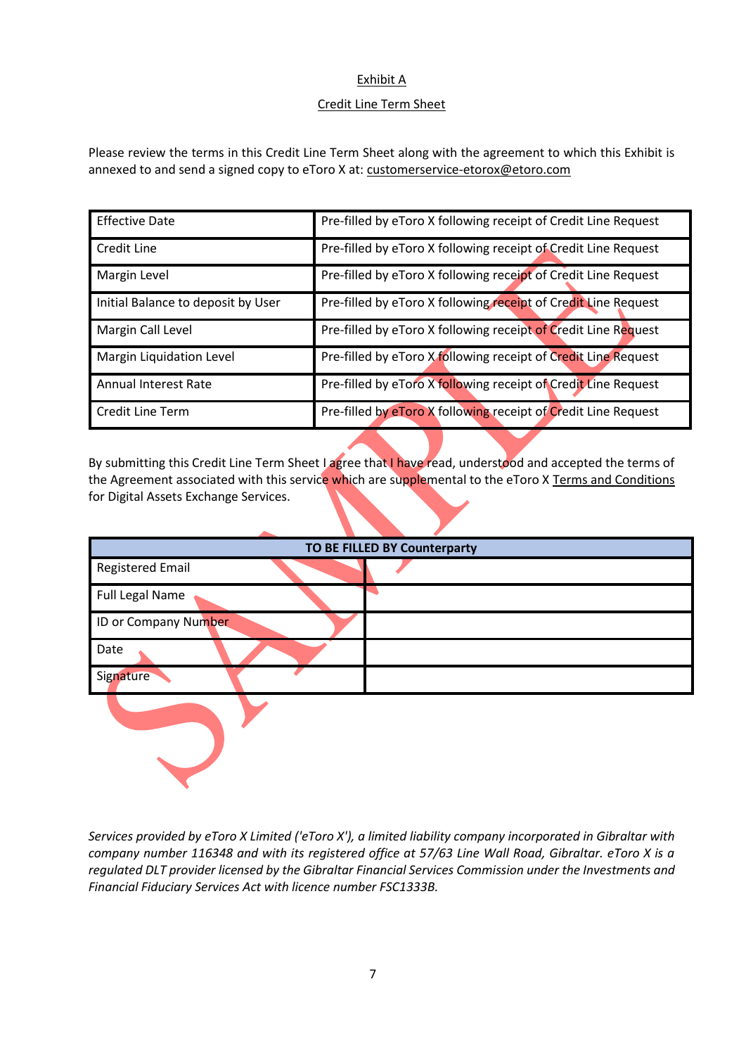Exhibit A

Credit Line Term Sheet

Please review the terms in this Credit Line Term Sheet along with the agreement to which this Exhibit is annexed to and send a signed copy to eToro X at: customerservice-etorox@etoro.com

| | |
|---|---|
| Effective Date | Pre-filled by eToro X following receipt of Credit Line Request |
| Credit Line | Pre-filled by eToro X following receipt of Credit Line Request |
| Margin Level | Pre-filled by eToro X following receipt of Credit Line Request |
| Initial Balance to deposit by User | Pre-filled by eToro X following receipt of Credit Line Request |
| Margin Call Level | Pre-filled by eToro X following receipt of Credit Line Request |
| Margin Liquidation Level | Pre-filled by eToro X following receipt of Credit Line Request |
| Annual Interest Rate | Pre-filled by eToro X following receipt of Credit Line Request |
| Credit Line Term | Pre-filled by eToro X following receipt of Credit Line Request |

By submitting this Credit Line Term Sheet I agree that I have read, understood and accepted the terms of the Agreement associated with this service which are supplemental to the eToro X Terms and Conditions for Digital Assets Exchange Services.

| **TO BE FILLED BY Counterparty** | |
|---|---|
| Registered Email | |
| Full Legal Name | |
| ID or Company Number | |
| Date | |
| Signature | |

SAMPLE

*Services provided by eToro X Limited ('eToro X'), a limited liability company incorporated in Gibraltar with company number 116348 and with its registered office at 57/63 Line Wall Road, Gibraltar. eToro X is a regulated DLT provider licensed by the Gibraltar Financial Services Commission under the Investments and Financial Fiduciary Services Act with licence number FSC1333B.*